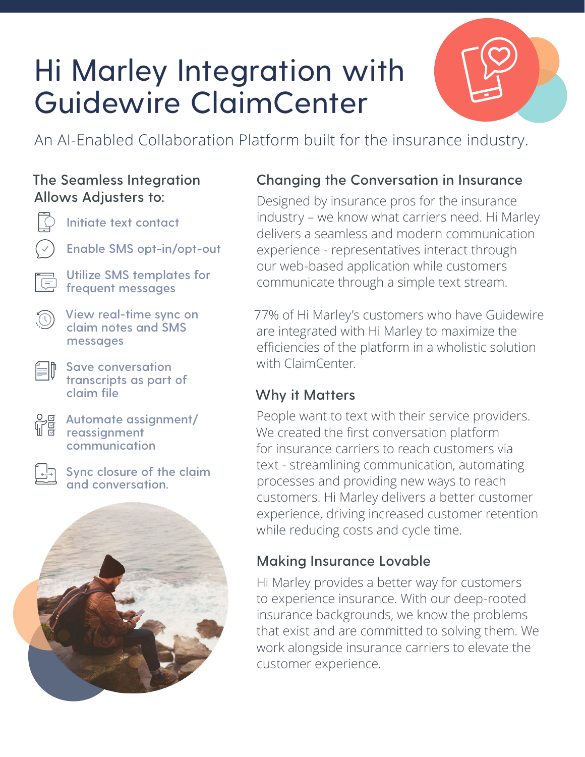# Hi Marley Integration with Guidewire ClaimCenter

An AI-Enabled Collaboration Platform built for the insurance industry.

## The Seamless Integration Allows Adjusters to:

- Initiate text contact
- Enable SMS opt-in/opt-out
- Utilize SMS templates for frequent messages
- View real-time sync on claim notes and SMS messages
- Save conversation transcripts as part of claim file
- Automate assignment/reassignment communication
- Sync closure of the claim and conversation.

## Changing the Conversation in Insurance

Designed by insurance pros for the insurance industry – we know what carriers need. Hi Marley delivers a seamless and modern communication experience - representatives interact through our web-based application while customers communicate through a simple text stream.

77% of Hi Marley's customers who have Guidewire are integrated with Hi Marley to maximize the efficiencies of the platform in a wholistic solution with ClaimCenter.

## Why it Matters

People want to text with their service providers. We created the first conversation platform for insurance carriers to reach customers via text - streamlining communication, automating processes and providing new ways to reach customers. Hi Marley delivers a better customer experience, driving increased customer retention while reducing costs and cycle time.

## Making Insurance Lovable

Hi Marley provides a better way for customers to experience insurance. With our deep-rooted insurance backgrounds, we know the problems that exist and are committed to solving them. We work alongside insurance carriers to elevate the customer experience.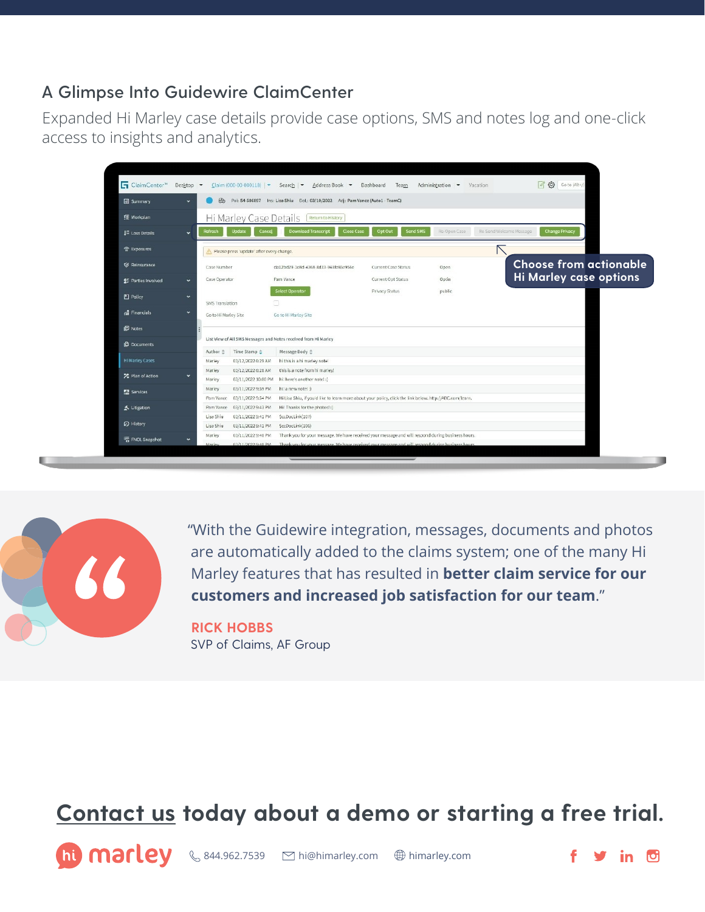## A Glimpse Into Guidewire ClaimCenter

Expanded Hi Marley case details provide case options, SMS and notes log and one-click access to insights and analytics.

Choose from actionable Hi Marley case options

"With the Guidewire integration, messages, documents and photos are automatically added to the claims system; one of the many Hi Marley features that has resulted in **better claim service for our customers and increased job satisfaction for our team**."

**RICK HOBBS**
SVP of Claims, AF Group

## Contact us today about a demo or starting a free trial.

hi marley 844.962.7539 hi@himarley.com himarley.com